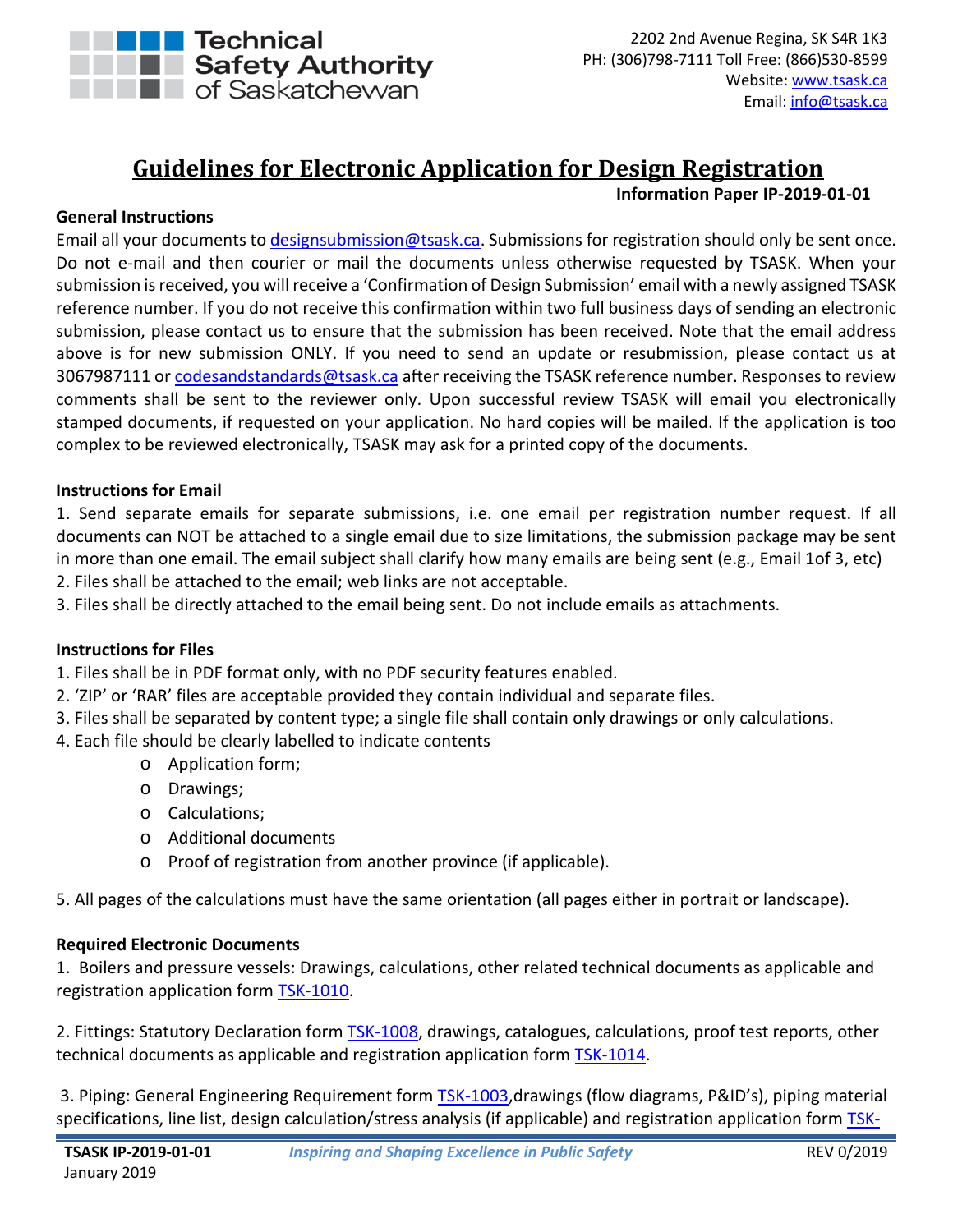Technical Safety Authority of Saskatchewan

2202 2nd Avenue Regina, SK S4R 1K3
PH: (306)798-7111 Toll Free: (866)530-8599
Website: www.tsask.ca
Email: info@tsask.ca

# Guidelines for Electronic Application for Design Registration

**Information Paper IP-2019-01-01**

**General Instructions**

Email all your documents to designsubmission@tsask.ca. Submissions for registration should only be sent once. Do not e-mail and then courier or mail the documents unless otherwise requested by TSASK. When your submission is received, you will receive a 'Confirmation of Design Submission' email with a newly assigned TSASK reference number. If you do not receive this confirmation within two full business days of sending an electronic submission, please contact us to ensure that the submission has been received. Note that the email address above is for new submission ONLY. If you need to send an update or resubmission, please contact us at 3067987111 or codesandstandards@tsask.ca after receiving the TSASK reference number. Responses to review comments shall be sent to the reviewer only. Upon successful review TSASK will email you electronically stamped documents, if requested on your application. No hard copies will be mailed. If the application is too complex to be reviewed electronically, TSASK may ask for a printed copy of the documents.

**Instructions for Email**

1. Send separate emails for separate submissions, i.e. one email per registration number request. If all documents can NOT be attached to a single email due to size limitations, the submission package may be sent in more than one email. The email subject shall clarify how many emails are being sent (e.g., Email 1of 3, etc)
2. Files shall be attached to the email; web links are not acceptable.
3. Files shall be directly attached to the email being sent. Do not include emails as attachments.

**Instructions for Files**

1. Files shall be in PDF format only, with no PDF security features enabled.
2. 'ZIP' or 'RAR' files are acceptable provided they contain individual and separate files.
3. Files shall be separated by content type; a single file shall contain only drawings or only calculations.
4. Each file should be clearly labelled to indicate contents
   - Application form;
   - Drawings;
   - Calculations;
   - Additional documents
   - Proof of registration from another province (if applicable).
5. All pages of the calculations must have the same orientation (all pages either in portrait or landscape).

**Required Electronic Documents**

1. Boilers and pressure vessels: Drawings, calculations, other related technical documents as applicable and registration application form TSK-1010.

2. Fittings: Statutory Declaration form TSK-1008, drawings, catalogues, calculations, proof test reports, other technical documents as applicable and registration application form TSK-1014.

3. Piping: General Engineering Requirement form TSK-1003,drawings (flow diagrams, P&ID's), piping material specifications, line list, design calculation/stress analysis (if applicable) and registration application form TSK-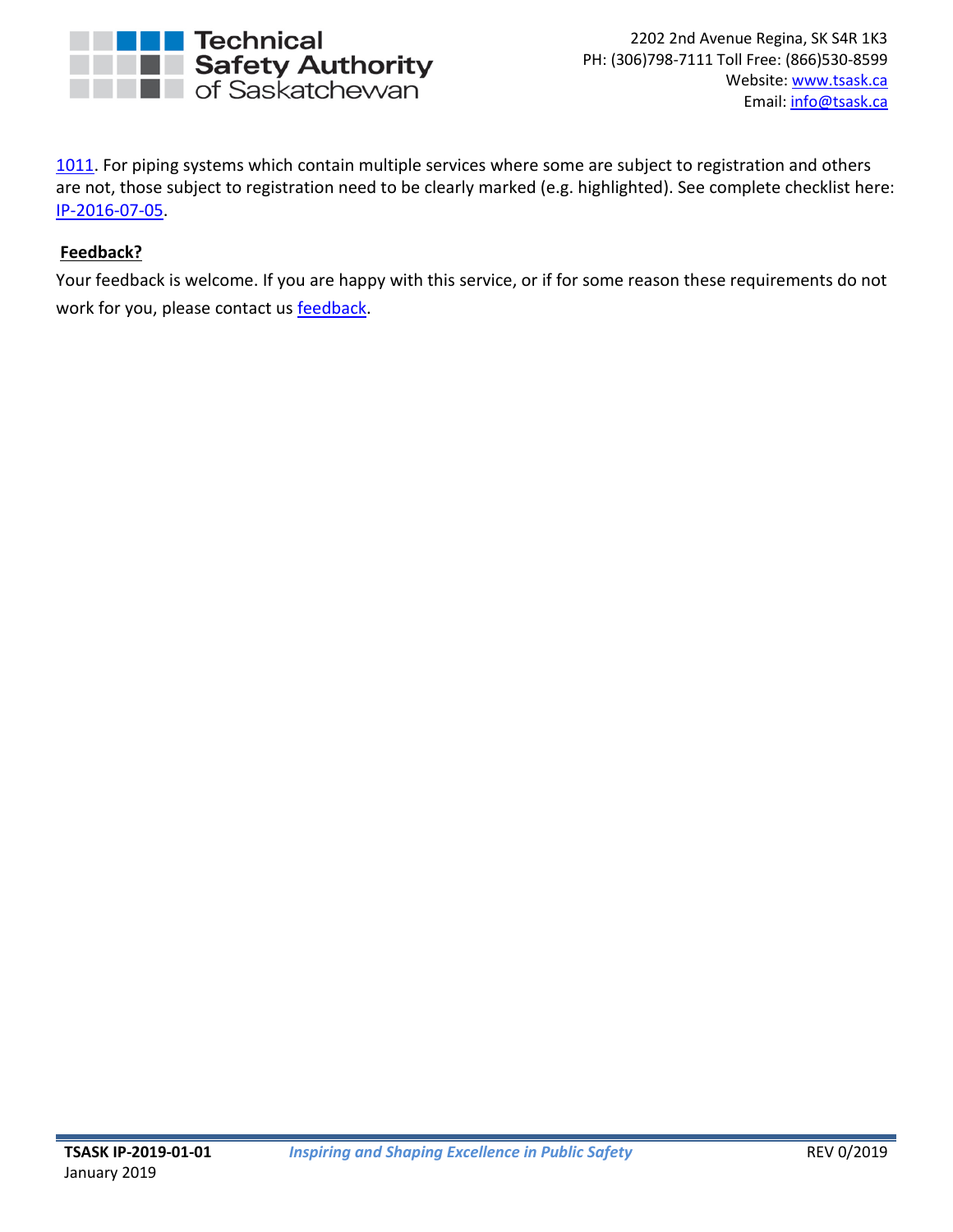1011. For piping systems which contain multiple services where some are subject to registration and others are not, those subject to registration need to be clearly marked (e.g. highlighted). See complete checklist here: IP-2016-07-05.

**Feedback?**

Your feedback is welcome. If you are happy with this service, or if for some reason these requirements do not work for you, please contact us feedback.